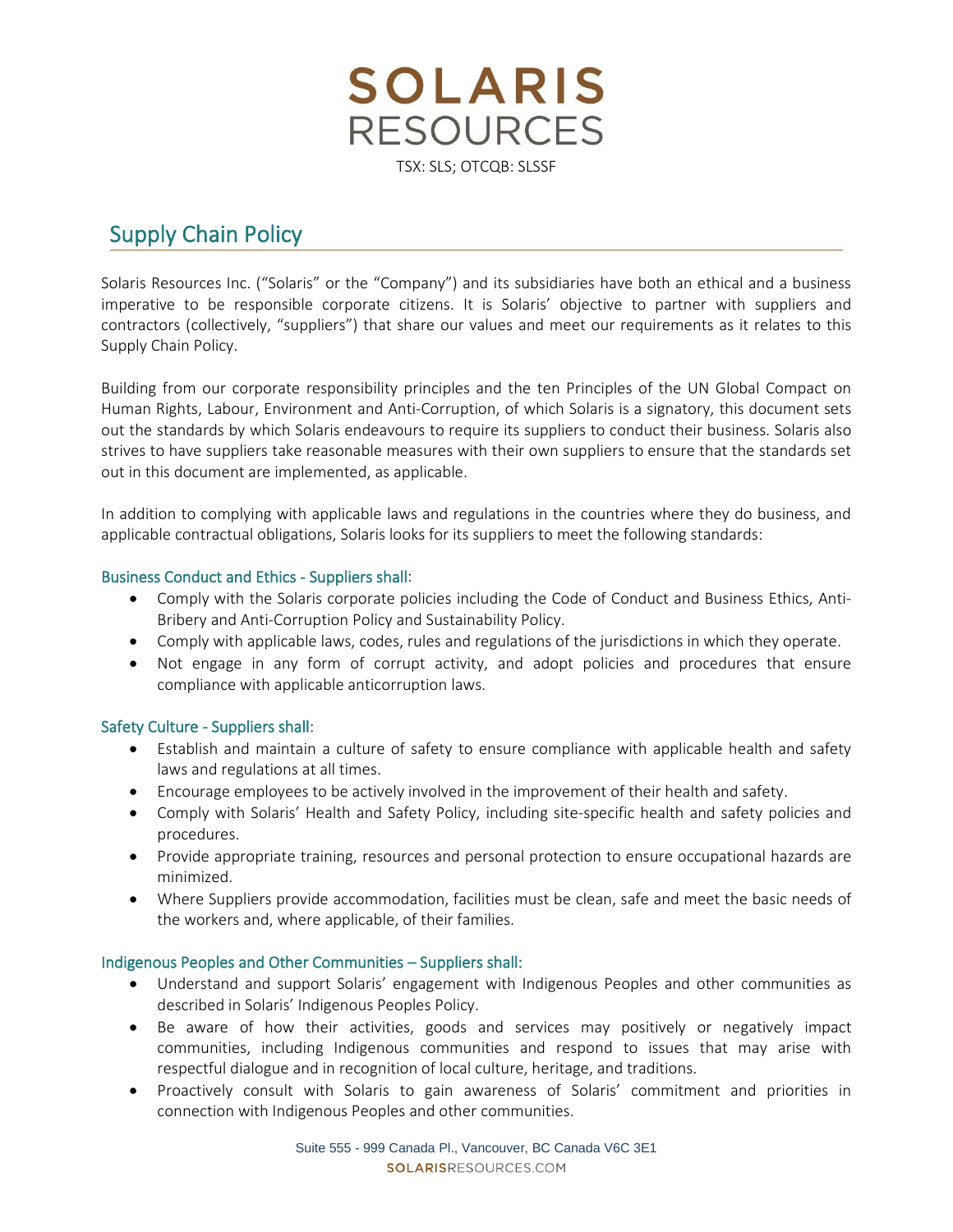# SOLARIS RESOURCES

TSX: SLS; OTCQB: SLSSF

## Supply Chain Policy

Solaris Resources Inc. ("Solaris" or the "Company") and its subsidiaries have both an ethical and a business imperative to be responsible corporate citizens. It is Solaris' objective to partner with suppliers and contractors (collectively, "suppliers") that share our values and meet our requirements as it relates to this Supply Chain Policy.

Building from our corporate responsibility principles and the ten Principles of the UN Global Compact on Human Rights, Labour, Environment and Anti-Corruption, of which Solaris is a signatory, this document sets out the standards by which Solaris endeavours to require its suppliers to conduct their business. Solaris also strives to have suppliers take reasonable measures with their own suppliers to ensure that the standards set out in this document are implemented, as applicable.

In addition to complying with applicable laws and regulations in the countries where they do business, and applicable contractual obligations, Solaris looks for its suppliers to meet the following standards:

### Business Conduct and Ethics - Suppliers shall:

- Comply with the Solaris corporate policies including the Code of Conduct and Business Ethics, Anti-Bribery and Anti-Corruption Policy and Sustainability Policy.
- Comply with applicable laws, codes, rules and regulations of the jurisdictions in which they operate.
- Not engage in any form of corrupt activity, and adopt policies and procedures that ensure compliance with applicable anticorruption laws.

### Safety Culture - Suppliers shall:

- Establish and maintain a culture of safety to ensure compliance with applicable health and safety laws and regulations at all times.
- Encourage employees to be actively involved in the improvement of their health and safety.
- Comply with Solaris' Health and Safety Policy, including site-specific health and safety policies and procedures.
- Provide appropriate training, resources and personal protection to ensure occupational hazards are minimized.
- Where Suppliers provide accommodation, facilities must be clean, safe and meet the basic needs of the workers and, where applicable, of their families.

### Indigenous Peoples and Other Communities – Suppliers shall:

- Understand and support Solaris' engagement with Indigenous Peoples and other communities as described in Solaris' Indigenous Peoples Policy.
- Be aware of how their activities, goods and services may positively or negatively impact communities, including Indigenous communities and respond to issues that may arise with respectful dialogue and in recognition of local culture, heritage, and traditions.
- Proactively consult with Solaris to gain awareness of Solaris' commitment and priorities in connection with Indigenous Peoples and other communities.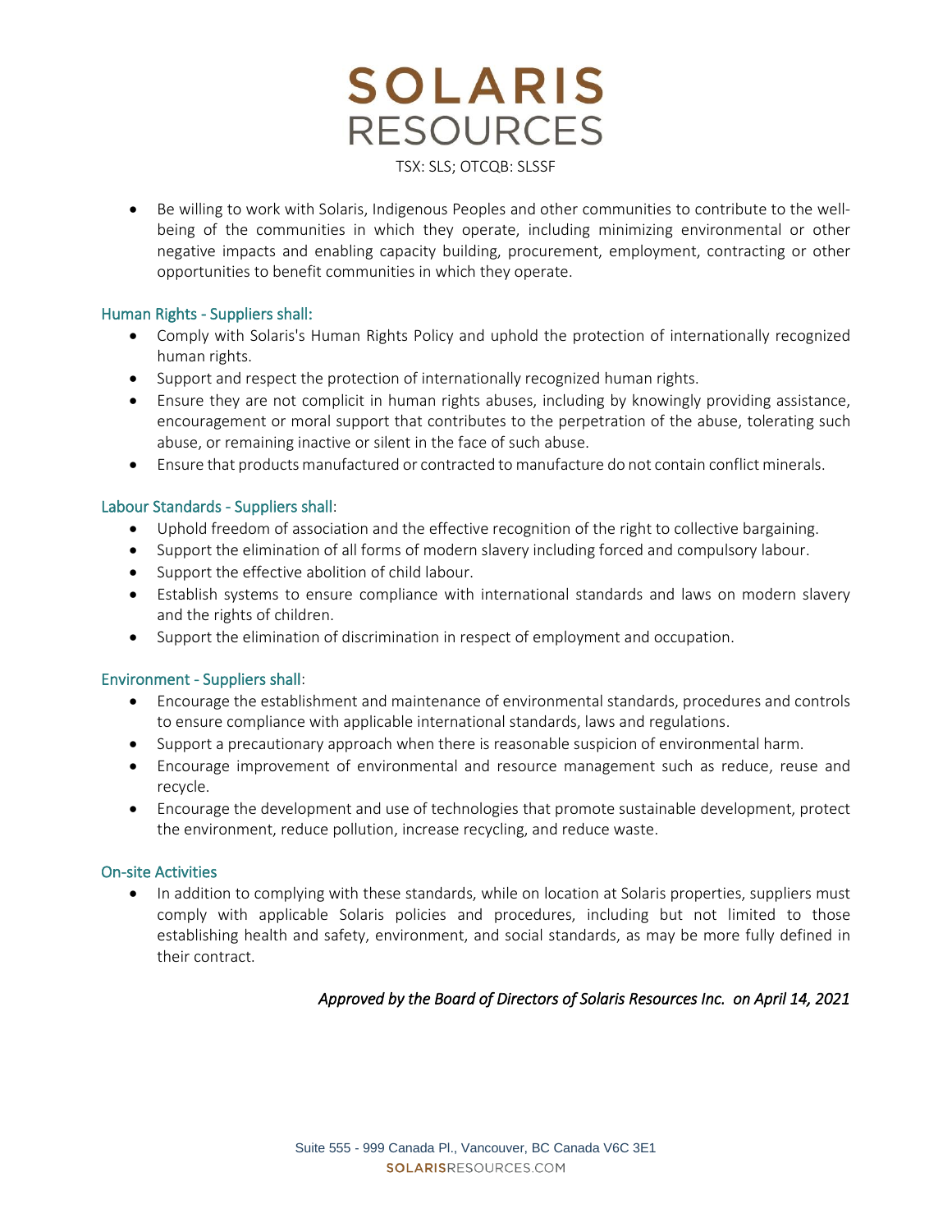- Be willing to work with Solaris, Indigenous Peoples and other communities to contribute to the well-being of the communities in which they operate, including minimizing environmental or other negative impacts and enabling capacity building, procurement, employment, contracting or other opportunities to benefit communities in which they operate.

## Human Rights - Suppliers shall:

- Comply with Solaris's Human Rights Policy and uphold the protection of internationally recognized human rights.
- Support and respect the protection of internationally recognized human rights.
- Ensure they are not complicit in human rights abuses, including by knowingly providing assistance, encouragement or moral support that contributes to the perpetration of the abuse, tolerating such abuse, or remaining inactive or silent in the face of such abuse.
- Ensure that products manufactured or contracted to manufacture do not contain conflict minerals.

## Labour Standards - Suppliers shall:

- Uphold freedom of association and the effective recognition of the right to collective bargaining.
- Support the elimination of all forms of modern slavery including forced and compulsory labour.
- Support the effective abolition of child labour.
- Establish systems to ensure compliance with international standards and laws on modern slavery and the rights of children.
- Support the elimination of discrimination in respect of employment and occupation.

## Environment - Suppliers shall:

- Encourage the establishment and maintenance of environmental standards, procedures and controls to ensure compliance with applicable international standards, laws and regulations.
- Support a precautionary approach when there is reasonable suspicion of environmental harm.
- Encourage improvement of environmental and resource management such as reduce, reuse and recycle.
- Encourage the development and use of technologies that promote sustainable development, protect the environment, reduce pollution, increase recycling, and reduce waste.

## On-site Activities

- In addition to complying with these standards, while on location at Solaris properties, suppliers must comply with applicable Solaris policies and procedures, including but not limited to those establishing health and safety, environment, and social standards, as may be more fully defined in their contract.

*Approved by the Board of Directors of Solaris Resources Inc. on April 14, 2021*